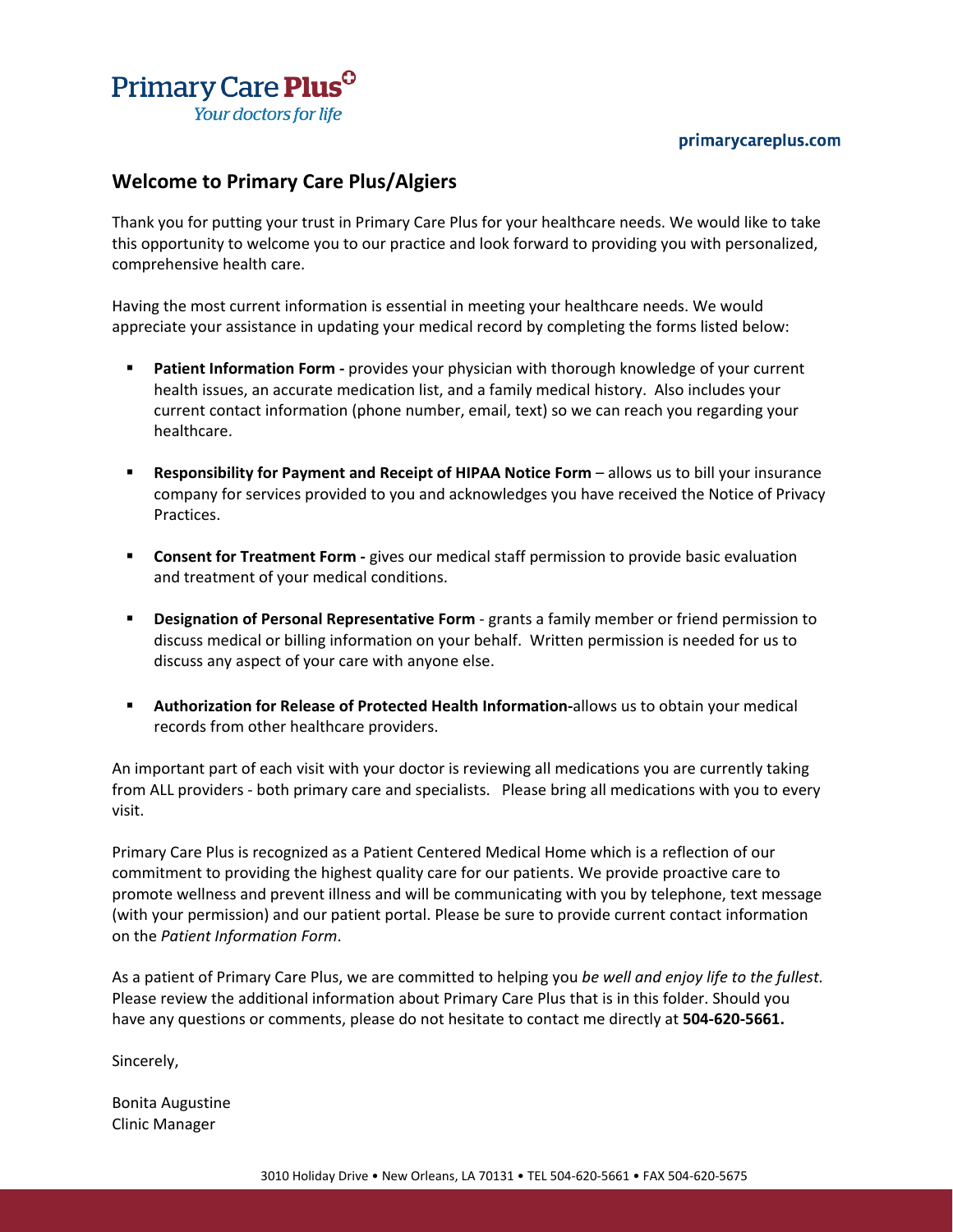Primary Care Plus

*Your doctors for life*

primarycareplus.com

## Welcome to Primary Care Plus/Algiers

Thank you for putting your trust in Primary Care Plus for your healthcare needs. We would like to take this opportunity to welcome you to our practice and look forward to providing you with personalized, comprehensive health care.

Having the most current information is essential in meeting your healthcare needs. We would appreciate your assistance in updating your medical record by completing the forms listed below:

- **Patient Information Form -** provides your physician with thorough knowledge of your current health issues, an accurate medication list, and a family medical history. Also includes your current contact information (phone number, email, text) so we can reach you regarding your healthcare.
- **Responsibility for Payment and Receipt of HIPAA Notice Form** – allows us to bill your insurance company for services provided to you and acknowledges you have received the Notice of Privacy Practices.
- **Consent for Treatment Form -** gives our medical staff permission to provide basic evaluation and treatment of your medical conditions.
- **Designation of Personal Representative Form** - grants a family member or friend permission to discuss medical or billing information on your behalf. Written permission is needed for us to discuss any aspect of your care with anyone else.
- **Authorization for Release of Protected Health Information-**allows us to obtain your medical records from other healthcare providers.

An important part of each visit with your doctor is reviewing all medications you are currently taking from ALL providers - both primary care and specialists. Please bring all medications with you to every visit.

Primary Care Plus is recognized as a Patient Centered Medical Home which is a reflection of our commitment to providing the highest quality care for our patients. We provide proactive care to promote wellness and prevent illness and will be communicating with you by telephone, text message (with your permission) and our patient portal. Please be sure to provide current contact information on the *Patient Information Form*.

As a patient of Primary Care Plus, we are committed to helping you *be well and enjoy life to the fullest.* Please review the additional information about Primary Care Plus that is in this folder. Should you have any questions or comments, please do not hesitate to contact me directly at **504-620-5661.**

Sincerely,

Bonita Augustine
Clinic Manager

3010 Holiday Drive • New Orleans, LA 70131 • TEL 504-620-5661 • FAX 504-620-5675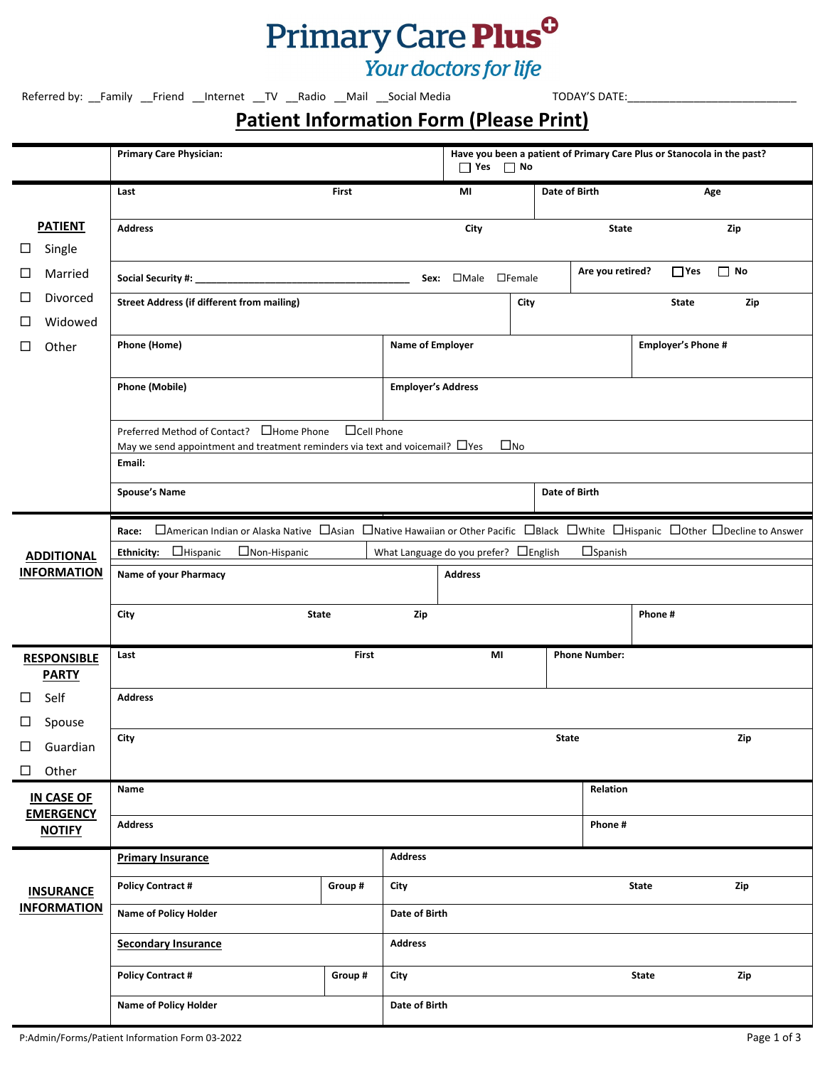# Primary Care Plus

*Your doctors for life*

Referred by: __Family __Friend __Internet __TV __Radio __Mail __Social Media TODAY'S DATE:___________________________

## Patient Information Form (Please Print)

| | | | | |
|---|---|---|---|---|
| | **Primary Care Physician:** | | **Have you been a patient of Primary Care Plus or Stanocola in the past?** ☐ Yes ☐ No | |
| **PATIENT** | **Last** **First** **MI** | | **Date of Birth** | **Age** |
| ☐ Single | **Address** **City** | | **State** | **Zip** |
| ☐ Married | **Social Security #:** ______________________ **Sex:** ☐Male ☐Female | | **Are you retired?** ☐Yes ☐ No | |
| ☐ Divorced | **Street Address (if different from mailing)** | **City** | **State** | **Zip** |
| ☐ Widowed | **Phone (Home)** | **Name of Employer** | **Employer's Phone #** | |
| ☐ Other | **Phone (Mobile)** | **Employer's Address** | | |
| | Preferred Method of Contact? ☐Home Phone ☐Cell Phone<br>May we send appointment and treatment reminders via text and voicemail? ☐Yes ☐No | | | |
| | **Email:** | | | |
| | **Spouse's Name** | | **Date of Birth** | |

| | | | | |
|---|---|---|---|---|
| **ADDITIONAL INFORMATION** | **Race:** ☐American Indian or Alaska Native ☐Asian ☐Native Hawaiian or Other Pacific ☐Black ☐White ☐Hispanic ☐Other ☐Decline to Answer | | | |
| | **Ethnicity:** ☐Hispanic ☐Non-Hispanic | What Language do you prefer? ☐English ☐Spanish | | |
| | **Name of your Pharmacy** | **Address** | | |
| | **City** **State** | **Zip** | | **Phone #** |

| | | | | |
|---|---|---|---|---|
| **RESPONSIBLE PARTY** | **Last** **First** **MI** | | **Phone Number:** | |
| ☐ Self<br>☐ Spouse | **Address** | | | |
| ☐ Guardian<br>☐ Other | **City** | **State** | | **Zip** |

| | | |
|---|---|---|
| **IN CASE OF EMERGENCY NOTIFY** | **Name** | **Relation** |
| | **Address** | **Phone #** |

| | | | | | |
|---|---|---|---|---|---|
| **INSURANCE INFORMATION** | **Primary Insurance** | | **Address** | | |
| | **Policy Contract #** | **Group #** | **City** | **State** | **Zip** |
| | **Name of Policy Holder** | | **Date of Birth** | | |
| | **Secondary Insurance** | | **Address** | | |
| | **Policy Contract #** | **Group #** | **City** | **State** | **Zip** |
| | **Name of Policy Holder** | | **Date of Birth** | | |

P:Admin/Forms/Patient Information Form 03-2022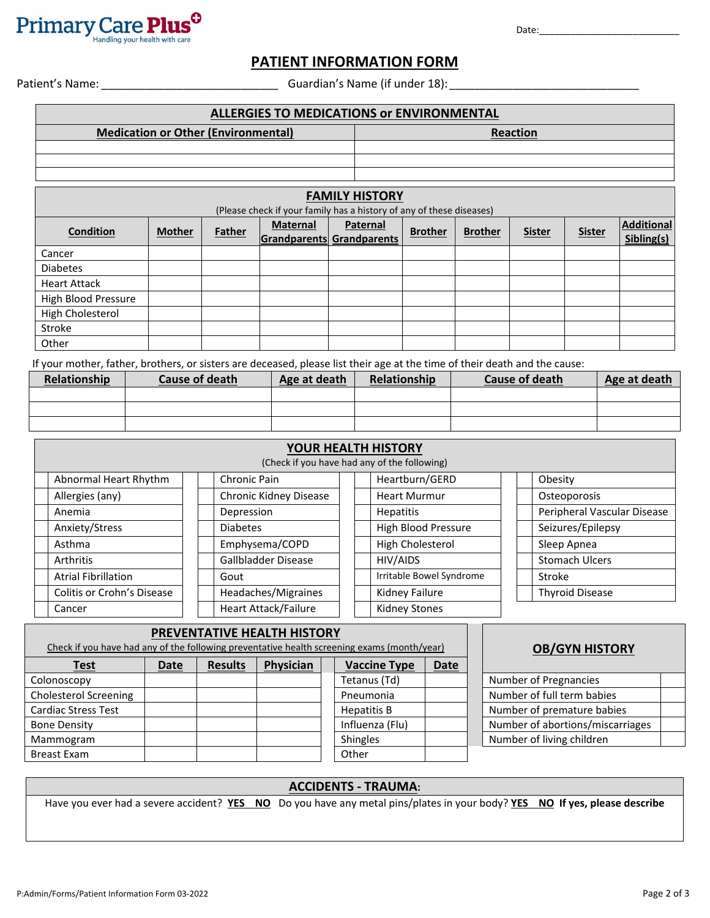Primary Care Plus
Handling your health with care

Date:___________________________

# PATIENT INFORMATION FORM

Patient's Name: ____________________________ Guardian's Name (if under 18): ______________________________

| ALLERGIES TO MEDICATIONS or ENVIRONMENTAL | |
|---|---|
| **Medication or Other (Environmental)** | **Reaction** |
| | |
| | |
| | |

## FAMILY HISTORY

(Please check if your family has a history of any of these diseases)

| Condition | Mother | Father | Maternal Grandparents | Paternal Grandparents | Brother | Brother | Sister | Sister | Additional Sibling(s) |
|---|---|---|---|---|---|---|---|---|---|
| Cancer | | | | | | | | | |
| Diabetes | | | | | | | | | |
| Heart Attack | | | | | | | | | |
| High Blood Pressure | | | | | | | | | |
| High Cholesterol | | | | | | | | | |
| Stroke | | | | | | | | | |
| Other | | | | | | | | | |

If your mother, father, brothers, or sisters are deceased, please list their age at the time of their death and the cause:

| Relationship | Cause of death | Age at death | Relationship | Cause of death | Age at death |
|---|---|---|---|---|---|
| | | | | | |
| | | | | | |
| | | | | | |

## YOUR HEALTH HISTORY

(Check if you have had any of the following)

| | | | | | | | |
|---|---|---|---|---|---|---|---|
| | Abnormal Heart Rhythm | | Chronic Pain | | Heartburn/GERD | | Obesity |
| | Allergies (any) | | Chronic Kidney Disease | | Heart Murmur | | Osteoporosis |
| | Anemia | | Depression | | Hepatitis | | Peripheral Vascular Disease |
| | Anxiety/Stress | | Diabetes | | High Blood Pressure | | Seizures/Epilepsy |
| | Asthma | | Emphysema/COPD | | High Cholesterol | | Sleep Apnea |
| | Arthritis | | Gallbladder Disease | | HIV/AIDS | | Stomach Ulcers |
| | Atrial Fibrillation | | Gout | | Irritable Bowel Syndrome | | Stroke |
| | Colitis or Crohn's Disease | | Headaches/Migraines | | Kidney Failure | | Thyroid Disease |
| | Cancer | | Heart Attack/Failure | | Kidney Stones | | |

## PREVENTATIVE HEALTH HISTORY

Check if you have had any of the following preventative health screening exams (month/year)

| Test | Date | Results | Physician | Vaccine Type | Date |
|---|---|---|---|---|---|
| Colonoscopy | | | | Tetanus (Td) | |
| Cholesterol Screening | | | | Pneumonia | |
| Cardiac Stress Test | | | | Hepatitis B | |
| Bone Density | | | | Influenza (Flu) | |
| Mammogram | | | | Shingles | |
| Breast Exam | | | | Other | |

## OB/GYN HISTORY

| | |
|---|---|
| Number of Pregnancies | |
| Number of full term babies | |
| Number of premature babies | |
| Number of abortions/miscarriages | |
| Number of living children | |

## ACCIDENTS - TRAUMA:

Have you ever had a severe accident? **YES NO** Do you have any metal pins/plates in your body? **YES NO** **If yes, please describe**

P:Admin/Forms/Patient Information Form 03-2022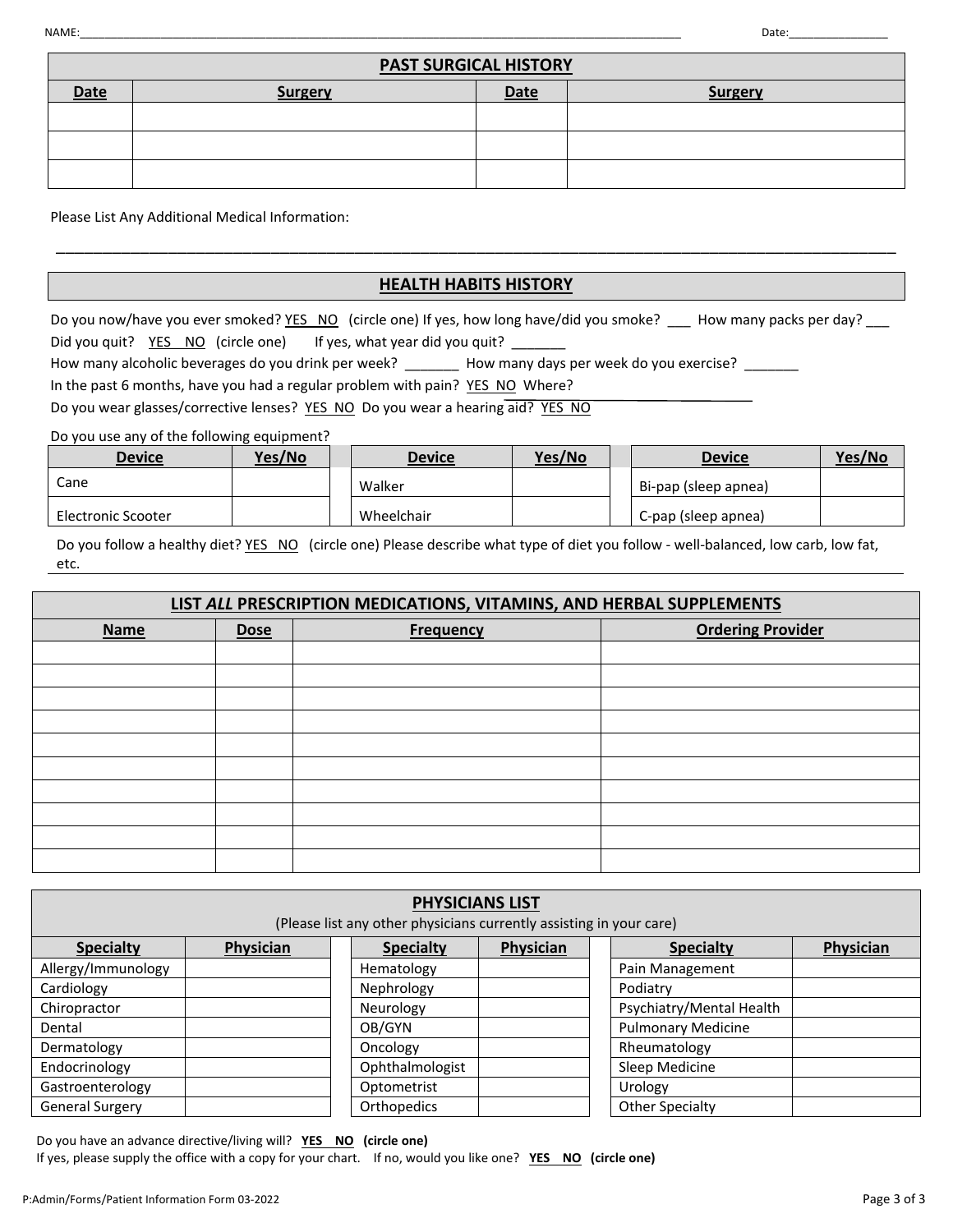NAME:________________________________________________________________________________________________ Date:_______________

## PAST SURGICAL HISTORY

| Date | Surgery | Date | Surgery |
|---|---|---|---|
| | | | |
| | | | |
| | | | |

Please List Any Additional Medical Information:

________________________________________________________________________________________________

## HEALTH HABITS HISTORY

Do you now/have you ever smoked? YES NO (circle one) If yes, how long have/did you smoke? ___ How many packs per day? ___

Did you quit? YES NO (circle one) If yes, what year did you quit? _______

How many alcoholic beverages do you drink per week? _______ How many days per week do you exercise? _______

In the past 6 months, have you had a regular problem with pain? YES NO Where? ____________________

Do you wear glasses/corrective lenses? YES NO Do you wear a hearing aid? YES NO

Do you use any of the following equipment?

| Device | Yes/No | Device | Yes/No | Device | Yes/No |
|---|---|---|---|---|---|
| Cane | | Walker | | Bi-pap (sleep apnea) | |
| Electronic Scooter | | Wheelchair | | C-pap (sleep apnea) | |

Do you follow a healthy diet? YES NO (circle one) Please describe what type of diet you follow - well-balanced, low carb, low fat, etc.

## LIST *ALL* PRESCRIPTION MEDICATIONS, VITAMINS, AND HERBAL SUPPLEMENTS

| Name | Dose | Frequency | Ordering Provider |
|---|---|---|---|
| | | | |
| | | | |
| | | | |
| | | | |
| | | | |
| | | | |
| | | | |
| | | | |
| | | | |
| | | | |

## PHYSICIANS LIST

(Please list any other physicians currently assisting in your care)

| Specialty | Physician | Specialty | Physician | Specialty | Physician |
|---|---|---|---|---|---|
| Allergy/Immunology | | Hematology | | Pain Management | |
| Cardiology | | Nephrology | | Podiatry | |
| Chiropractor | | Neurology | | Psychiatry/Mental Health | |
| Dental | | OB/GYN | | Pulmonary Medicine | |
| Dermatology | | Oncology | | Rheumatology | |
| Endocrinology | | Ophthalmologist | | Sleep Medicine | |
| Gastroenterology | | Optometrist | | Urology | |
| General Surgery | | Orthopedics | | Other Specialty | |

Do you have an advance directive/living will? **YES NO (circle one)**

If yes, please supply the office with a copy for your chart. If no, would you like one? **YES NO (circle one)**

P:Admin/Forms/Patient Information Form 03-2022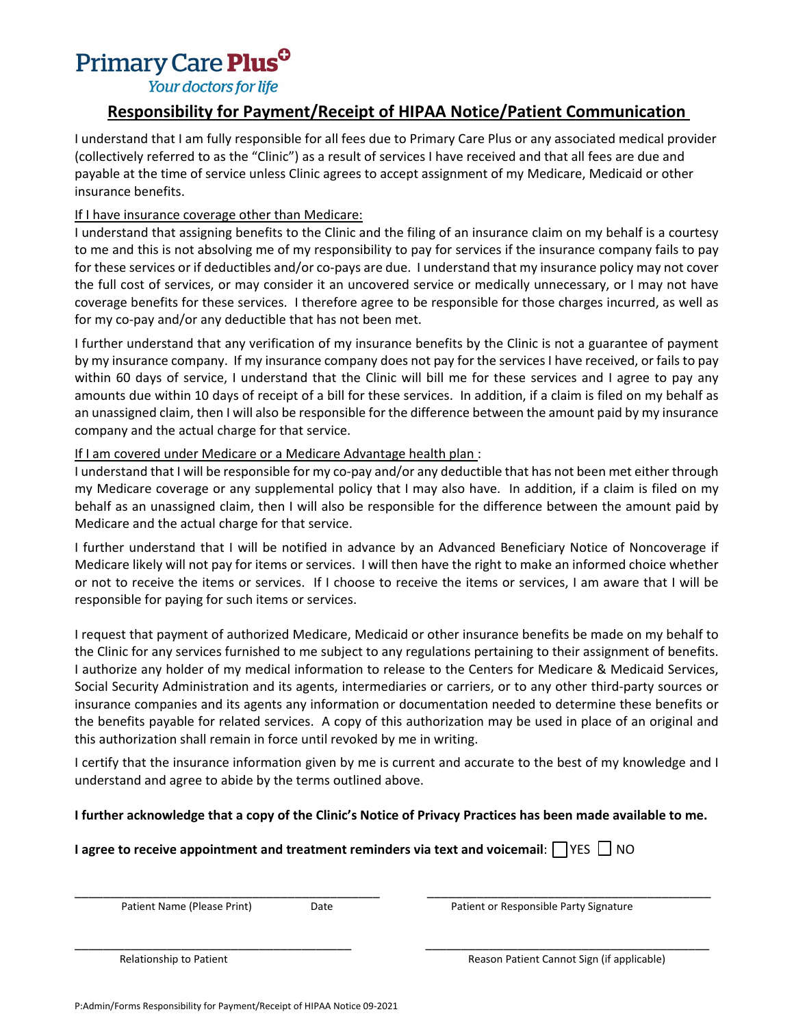**Primary Care Plus**

*Your doctors for life*

## Responsibility for Payment/Receipt of HIPAA Notice/Patient Communication

I understand that I am fully responsible for all fees due to Primary Care Plus or any associated medical provider (collectively referred to as the "Clinic") as a result of services I have received and that all fees are due and payable at the time of service unless Clinic agrees to accept assignment of my Medicare, Medicaid or other insurance benefits.

If I have insurance coverage other than Medicare:

I understand that assigning benefits to the Clinic and the filing of an insurance claim on my behalf is a courtesy to me and this is not absolving me of my responsibility to pay for services if the insurance company fails to pay for these services or if deductibles and/or co-pays are due. I understand that my insurance policy may not cover the full cost of services, or may consider it an uncovered service or medically unnecessary, or I may not have coverage benefits for these services. I therefore agree to be responsible for those charges incurred, as well as for my co-pay and/or any deductible that has not been met.

I further understand that any verification of my insurance benefits by the Clinic is not a guarantee of payment by my insurance company. If my insurance company does not pay for the services I have received, or fails to pay within 60 days of service, I understand that the Clinic will bill me for these services and I agree to pay any amounts due within 10 days of receipt of a bill for these services. In addition, if a claim is filed on my behalf as an unassigned claim, then I will also be responsible for the difference between the amount paid by my insurance company and the actual charge for that service.

If I am covered under Medicare or a Medicare Advantage health plan :

I understand that I will be responsible for my co-pay and/or any deductible that has not been met either through my Medicare coverage or any supplemental policy that I may also have. In addition, if a claim is filed on my behalf as an unassigned claim, then I will also be responsible for the difference between the amount paid by Medicare and the actual charge for that service.

I further understand that I will be notified in advance by an Advanced Beneficiary Notice of Noncoverage if Medicare likely will not pay for items or services. I will then have the right to make an informed choice whether or not to receive the items or services. If I choose to receive the items or services, I am aware that I will be responsible for paying for such items or services.

I request that payment of authorized Medicare, Medicaid or other insurance benefits be made on my behalf to the Clinic for any services furnished to me subject to any regulations pertaining to their assignment of benefits. I authorize any holder of my medical information to release to the Centers for Medicare & Medicaid Services, Social Security Administration and its agents, intermediaries or carriers, or to any other third-party sources or insurance companies and its agents any information or documentation needed to determine these benefits or the benefits payable for related services. A copy of this authorization may be used in place of an original and this authorization shall remain in force until revoked by me in writing.

I certify that the insurance information given by me is current and accurate to the best of my knowledge and I understand and agree to abide by the terms outlined above.

**I further acknowledge that a copy of the Clinic's Notice of Privacy Practices has been made available to me.**

**I agree to receive appointment and treatment reminders via text and voicemail**: ☐ YES ☐ NO

_______________________________________________ _______________________________________________

Patient Name (Please Print) Date Patient or Responsible Party Signature

_______________________________________________ _______________________________________________

Relationship to Patient Reason Patient Cannot Sign (if applicable)

P:Admin/Forms Responsibility for Payment/Receipt of HIPAA Notice 09-2021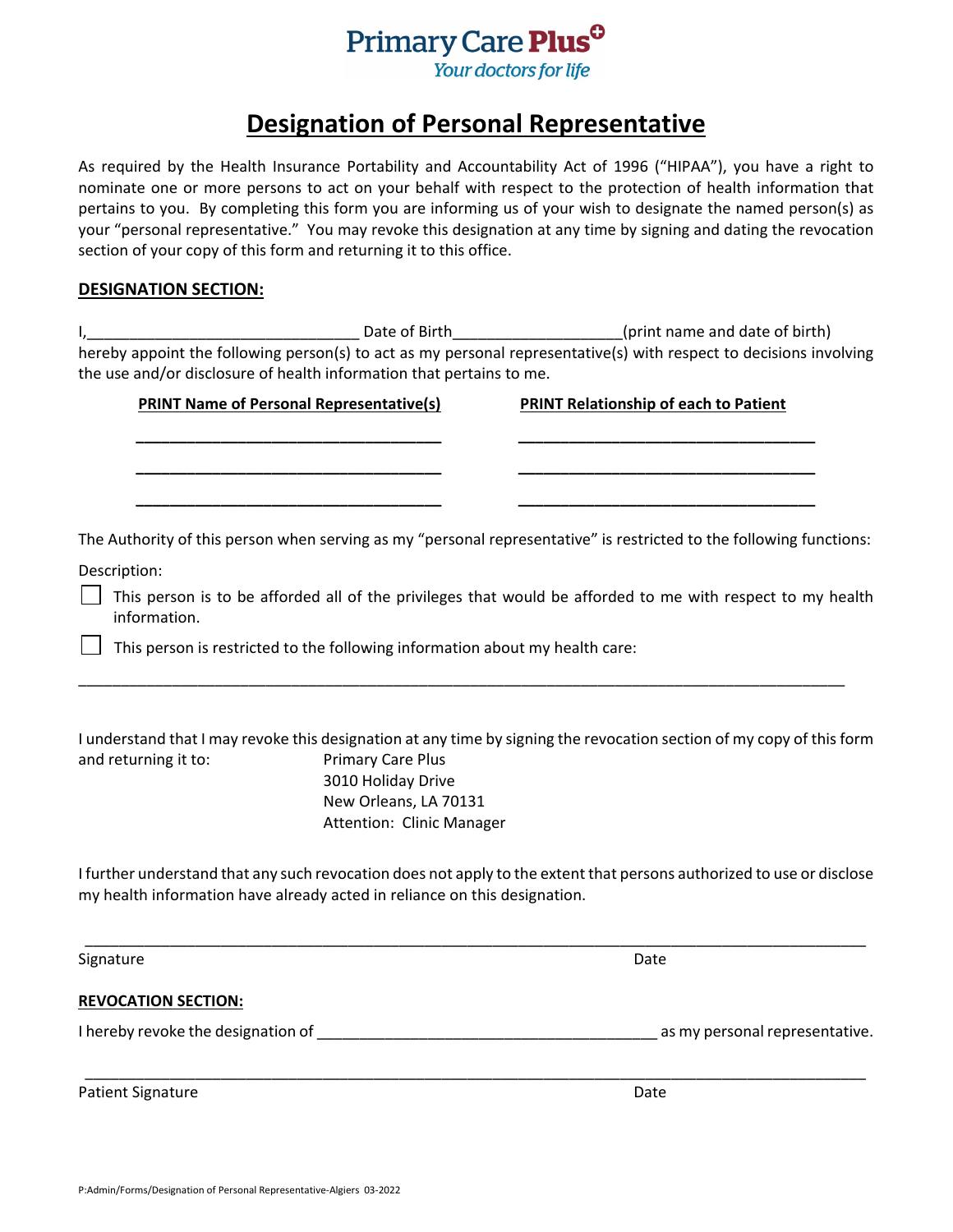**Primary Care Plus**
*Your doctors for life*

# Designation of Personal Representative

As required by the Health Insurance Portability and Accountability Act of 1996 ("HIPAA"), you have a right to nominate one or more persons to act on your behalf with respect to the protection of health information that pertains to you. By completing this form you are informing us of your wish to designate the named person(s) as your "personal representative." You may revoke this designation at any time by signing and dating the revocation section of your copy of this form and returning it to this office.

## DESIGNATION SECTION:

I,_______________________________ Date of Birth___________________(print name and date of birth) hereby appoint the following person(s) to act as my personal representative(s) with respect to decisions involving the use and/or disclosure of health information that pertains to me.

| PRINT Name of Personal Representative(s) | PRINT Relationship of each to Patient |
|---|---|
| ___________________________________ | ___________________________________ |
| ___________________________________ | ___________________________________ |
| ___________________________________ | ___________________________________ |

The Authority of this person when serving as my "personal representative" is restricted to the following functions:

Description:

☐ This person is to be afforded all of the privileges that would be afforded to me with respect to my health information.

☐ This person is restricted to the following information about my health care:

_____________________________________________________________________________________

I understand that I may revoke this designation at any time by signing the revocation section of my copy of this form and returning it to:

Primary Care Plus
3010 Holiday Drive
New Orleans, LA 70131
Attention: Clinic Manager

I further understand that any such revocation does not apply to the extent that persons authorized to use or disclose my health information have already acted in reliance on this designation.

_____________________________________________________________________________________

Signature                                                                                     Date

## REVOCATION SECTION:

I hereby revoke the designation of _______________________________________ as my personal representative.

_____________________________________________________________________________________

Patient Signature                                                                             Date

P:Admin/Forms/Designation of Personal Representative-Algiers 03-2022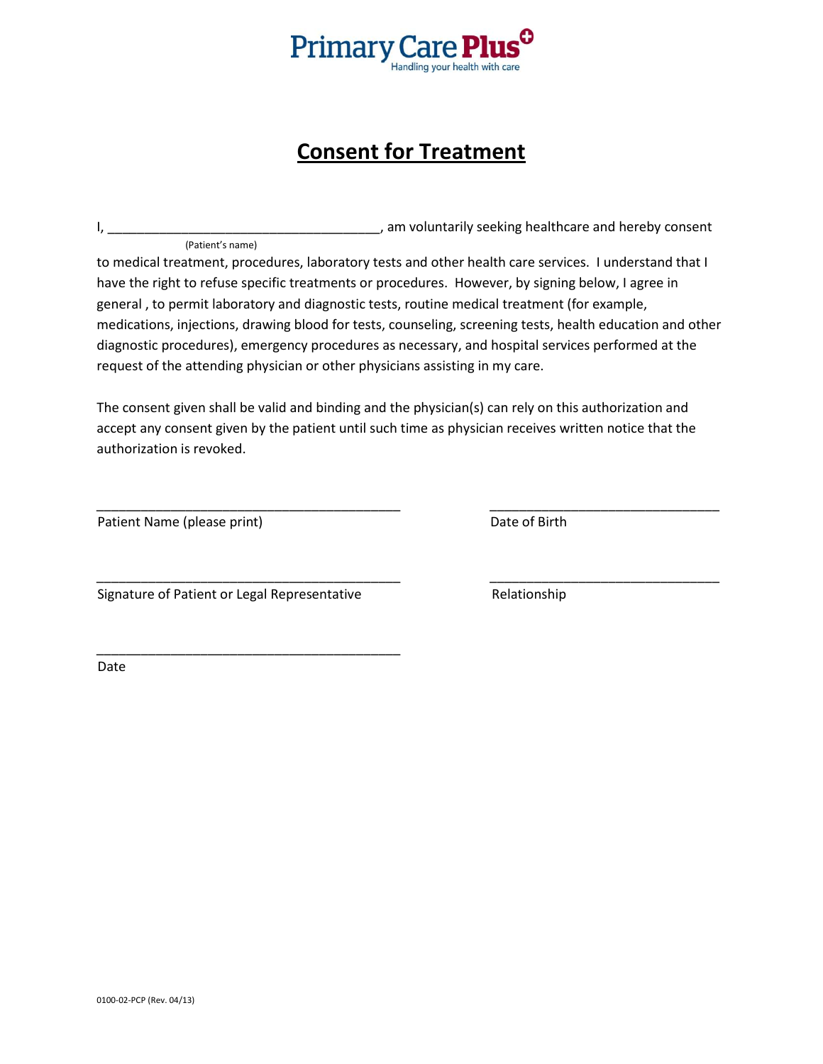Primary Care Plus

Handling your health with care

# Consent for Treatment

I, ____________________________________, am voluntarily seeking healthcare and hereby consent
(Patient's name)
to medical treatment, procedures, laboratory tests and other health care services. I understand that I have the right to refuse specific treatments or procedures. However, by signing below, I agree in general , to permit laboratory and diagnostic tests, routine medical treatment (for example, medications, injections, drawing blood for tests, counseling, screening tests, health education and other diagnostic procedures), emergency procedures as necessary, and hospital services performed at the request of the attending physician or other physicians assisting in my care.

The consent given shall be valid and binding and the physician(s) can rely on this authorization and accept any consent given by the patient until such time as physician receives written notice that the authorization is revoked.

________________________________________
Patient Name (please print)

______________________________
Date of Birth

________________________________________
Signature of Patient or Legal Representative

______________________________
Relationship

________________________________________
Date

0100-02-PCP (Rev. 04/13)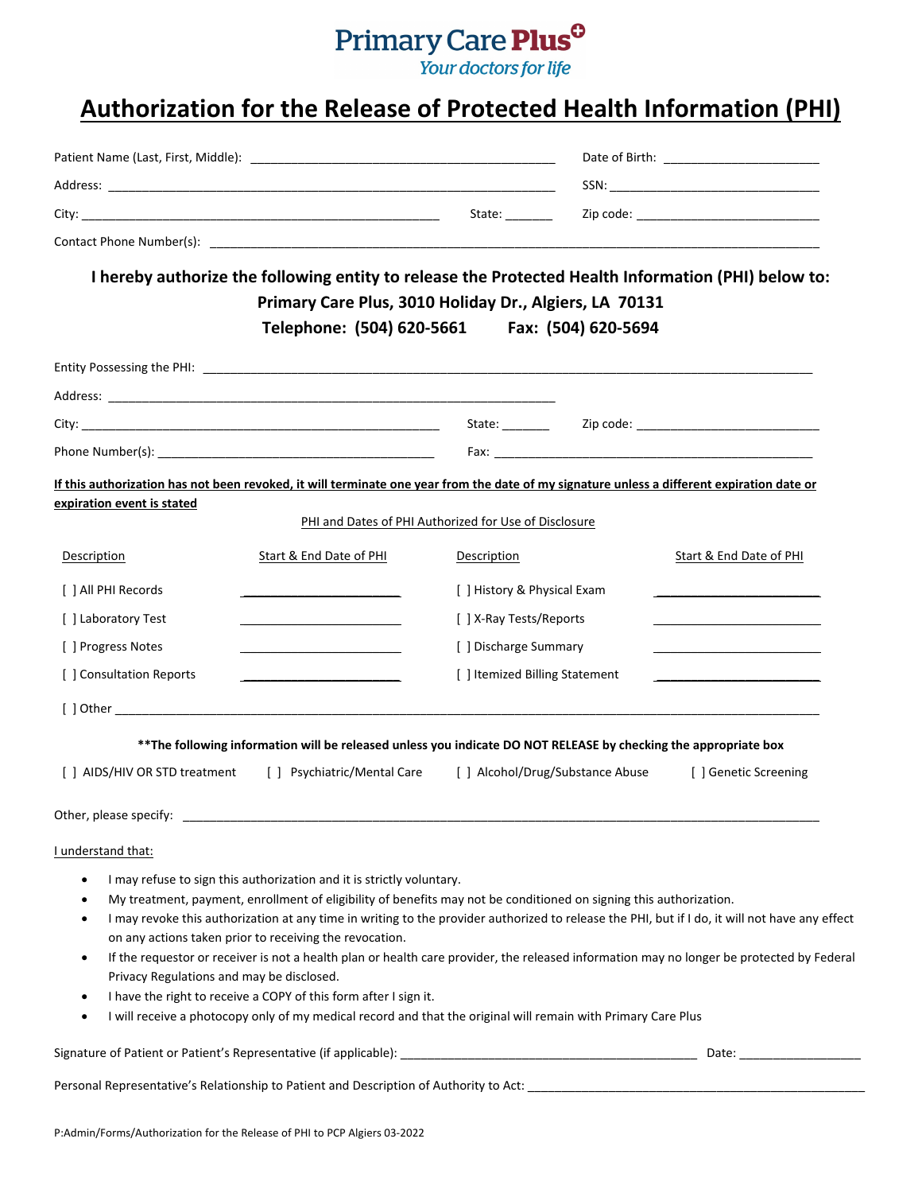Primary Care Plus
*Your doctors for life*

# Authorization for the Release of Protected Health Information (PHI)

Patient Name (Last, First, Middle): ____________________________________________ Date of Birth: ______________________

Address: _________________________________________________________________ SSN: ______________________________

City: ____________________________________________________ State: _______ Zip code: __________________________

Contact Phone Number(s): ______________________________________________________________________________________

**I hereby authorize the following entity to release the Protected Health Information (PHI) below to:**
**Primary Care Plus, 3010 Holiday Dr., Algiers, LA 70131**
**Telephone: (504) 620-5661 Fax: (504) 620-5694**

Entity Possessing the PHI: ______________________________________________________________________________________

Address: _________________________________________________________________

City: ____________________________________________________ State: _______ Zip code: __________________________

Phone Number(s): _________________________________________ Fax: ________________________________________________

**If this authorization has not been revoked, it will terminate one year from the date of my signature unless a different expiration date or expiration event is stated**

PHI and Dates of PHI Authorized for Use of Disclosure

| Description | Start & End Date of PHI | Description | Start & End Date of PHI |
|---|---|---|---|
| [ ] All PHI Records | ______________________ | [ ] History & Physical Exam | ______________________ |
| [ ] Laboratory Test | ______________________ | [ ] X-Ray Tests/Reports | ______________________ |
| [ ] Progress Notes | ______________________ | [ ] Discharge Summary | ______________________ |
| [ ] Consultation Reports | ______________________ | [ ] Itemized Billing Statement | ______________________ |

[ ] Other ______________________________________________________________________________________________________

**\*\*The following information will be released unless you indicate DO NOT RELEASE by checking the appropriate box**

[ ] AIDS/HIV OR STD treatment [ ] Psychiatric/Mental Care [ ] Alcohol/Drug/Substance Abuse [ ] Genetic Screening

Other, please specify: ____________________________________________________________________________________________

I understand that:

- I may refuse to sign this authorization and it is strictly voluntary.
- My treatment, payment, enrollment of eligibility of benefits may not be conditioned on signing this authorization.
- I may revoke this authorization at any time in writing to the provider authorized to release the PHI, but if I do, it will not have any effect on any actions taken prior to receiving the revocation.
- If the requestor or receiver is not a health plan or health care provider, the released information may no longer be protected by Federal Privacy Regulations and may be disclosed.
- I have the right to receive a COPY of this form after I sign it.
- I will receive a photocopy only of my medical record and that the original will remain with Primary Care Plus

Signature of Patient or Patient's Representative (if applicable): ____________________________________________ Date: _________________

Personal Representative's Relationship to Patient and Description of Authority to Act: ___________________________________________________

P:Admin/Forms/Authorization for the Release of PHI to PCP Algiers 03-2022